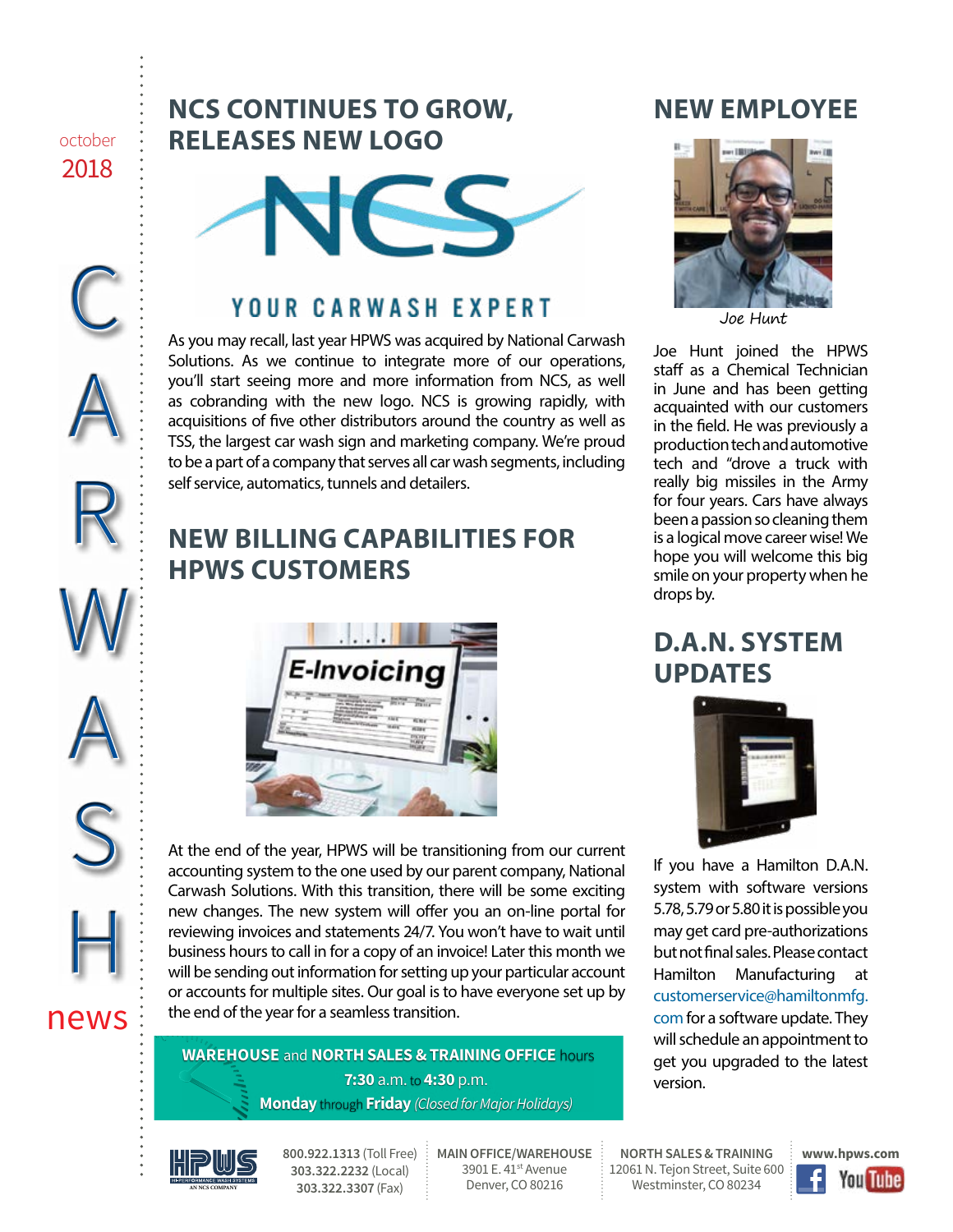october
2018

CARWASH news

## NCS CONTINUES TO GROW, RELEASES NEW LOGO

NCS

YOUR CARWASH EXPERT

As you may recall, last year HPWS was acquired by National Carwash Solutions. As we continue to integrate more of our operations, you'll start seeing more and more information from NCS, as well as cobranding with the new logo. NCS is growing rapidly, with acquisitions of five other distributors around the country as well as TSS, the largest car wash sign and marketing company. We're proud to be a part of a company that serves all car wash segments, including self service, automatics, tunnels and detailers.

## NEW BILLING CAPABILITIES FOR HPWS CUSTOMERS

At the end of the year, HPWS will be transitioning from our current accounting system to the one used by our parent company, National Carwash Solutions. With this transition, there will be some exciting new changes. The new system will offer you an on-line portal for reviewing invoices and statements 24/7. You won't have to wait until business hours to call in for a copy of an invoice! Later this month we will be sending out information for setting up your particular account or accounts for multiple sites. Our goal is to have everyone set up by the end of the year for a seamless transition.

**WAREHOUSE** and **NORTH SALES & TRAINING OFFICE** hours
**7:30** a.m. to **4:30** p.m.
**Monday** through **Friday** *(Closed for Major Holidays)*

## NEW EMPLOYEE

Joe Hunt

Joe Hunt joined the HPWS staff as a Chemical Technician in June and has been getting acquainted with our customers in the field. He was previously a production tech and automotive tech and "drove a truck with really big missiles in the Army for four years. Cars have always been a passion so cleaning them is a logical move career wise! We hope you will welcome this big smile on your property when he drops by.

## D.A.N. SYSTEM UPDATES

If you have a Hamilton D.A.N. system with software versions 5.78, 5.79 or 5.80 it is possible you may get card pre-authorizations but not final sales. Please contact Hamilton Manufacturing at customerservice@hamiltonmfg.com for a software update. They will schedule an appointment to get you upgraded to the latest version.

HPWS HI-PERFORMANCE WASH SYSTEMS AN NCS COMPANY

**800.922.1313** (Toll Free)
**303.322.2232** (Local)
**303.322.3307** (Fax)

**MAIN OFFICE/WAREHOUSE**
3901 E. 41st Avenue
Denver, CO 80216

**NORTH SALES & TRAINING**
12061 N. Tejon Street, Suite 600
Westminster, CO 80234

**www.hpws.com**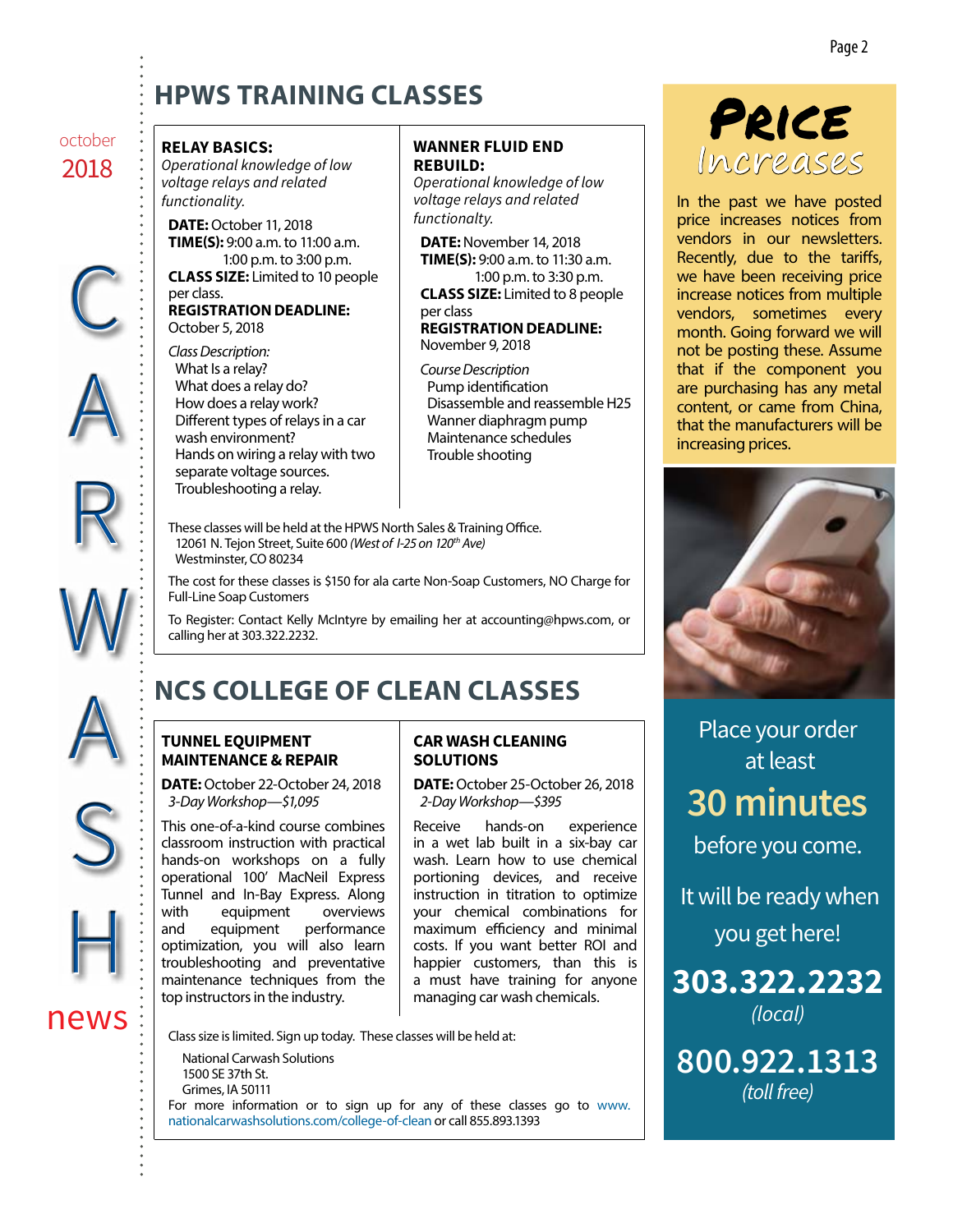october 2018

CARWASH news

# HPWS TRAINING CLASSES

**RELAY BASICS:**
*Operational knowledge of low voltage relays and related functionality.*

**DATE:** October 11, 2018
**TIME(S):** 9:00 a.m. to 11:00 a.m.
1:00 p.m. to 3:00 p.m.
**CLASS SIZE:** Limited to 10 people per class.
**REGISTRATION DEADLINE:** October 5, 2018

*Class Description:*
What Is a relay?
What does a relay do?
How does a relay work?
Different types of relays in a car wash environment?
Hands on wiring a relay with two separate voltage sources.
Troubleshooting a relay.

**WANNER FLUID END REBUILD:**
*Operational knowledge of low voltage relays and related functionalty.*

**DATE:** November 14, 2018
**TIME(S):** 9:00 a.m. to 11:30 a.m.
1:00 p.m. to 3:30 p.m.
**CLASS SIZE:** Limited to 8 people per class
**REGISTRATION DEADLINE:** November 9, 2018

*Course Description*
Pump identification
Disassemble and reassemble H25
Wanner diaphragm pump
Maintenance schedules
Trouble shooting

These classes will be held at the HPWS North Sales & Training Office.
12061 N. Tejon Street, Suite 600 *(West of I-25 on 120th Ave)*
Westminster, CO 80234

The cost for these classes is $150 for ala carte Non-Soap Customers, NO Charge for Full-Line Soap Customers

To Register: Contact Kelly McIntyre by emailing her at accounting@hpws.com, or calling her at 303.322.2232.

# NCS COLLEGE OF CLEAN CLASSES

**TUNNEL EQUIPMENT MAINTENANCE & REPAIR**

**DATE:** October 22-October 24, 2018
*3-Day Workshop—$1,095*

This one-of-a-kind course combines classroom instruction with practical hands-on workshops on a fully operational 100' MacNeil Express Tunnel and In-Bay Express. Along with equipment overviews and equipment performance optimization, you will also learn troubleshooting and preventative maintenance techniques from the top instructors in the industry.

**CAR WASH CLEANING SOLUTIONS**

**DATE:** October 25-October 26, 2018
*2-Day Workshop—$395*

Receive hands-on experience in a wet lab built in a six-bay car wash. Learn how to use chemical portioning devices, and receive instruction in titration to optimize your chemical combinations for maximum efficiency and minimal costs. If you want better ROI and happier customers, than this is a must have training for anyone managing car wash chemicals.

Class size is limited. Sign up today. These classes will be held at:

National Carwash Solutions
1500 SE 37th St.
Grimes, IA 50111

For more information or to sign up for any of these classes go to www.nationalcarwashsolutions.com/college-of-clean or call 855.893.1393

# Price Increases

In the past we have posted price increases notices from vendors in our newsletters. Recently, due to the tariffs, we have been receiving price increase notices from multiple vendors, sometimes every month. Going forward we will not be posting these. Assume that if the component you are purchasing has any metal content, or came from China, that the manufacturers will be increasing prices.

Place your order at least

**30 minutes**

before you come.

It will be ready when you get here!

**303.322.2232**
*(local)*

**800.922.1313**
*(toll free)*